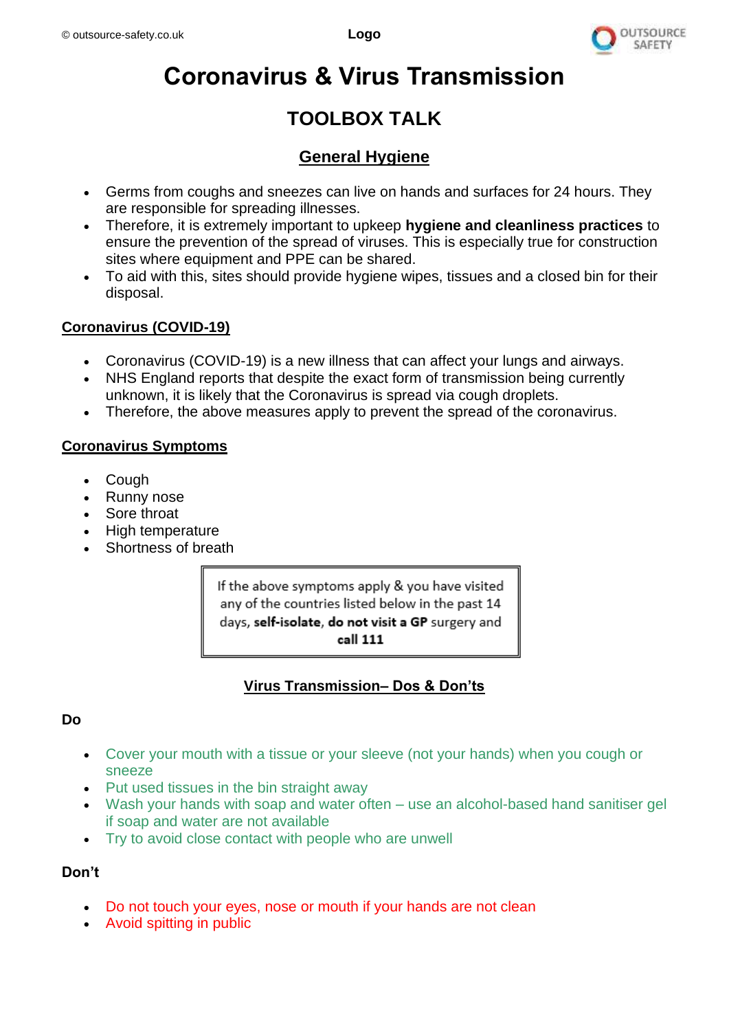# Coronavirus & Virus Transmission

## TOOLBOX TALK

### General Hygiene

- Germs from coughs and sneezes can live on hands and surfaces for 24 hours. They are responsible for spreading illnesses.
- Therefore, it is extremely important to upkeep **hygiene and cleanliness practices** to ensure the prevention of the spread of viruses. This is especially true for construction sites where equipment and PPE can be shared.
- To aid with this, sites should provide hygiene wipes, tissues and a closed bin for their disposal.

### Coronavirus (COVID-19)

- Coronavirus (COVID-19) is a new illness that can affect your lungs and airways.
- NHS England reports that despite the exact form of transmission being currently unknown, it is likely that the Coronavirus is spread via cough droplets.
- Therefore, the above measures apply to prevent the spread of the coronavirus.

### Coronavirus Symptoms

- Cough
- Runny nose
- Sore throat
- High temperature
- Shortness of breath

> If the above symptoms apply & you have visited any of the countries listed below in the past 14 days, **self-isolate**, **do not visit a GP** surgery and **call 111**

### Virus Transmission– Dos & Don'ts

**Do**

- Cover your mouth with a tissue or your sleeve (not your hands) when you cough or sneeze
- Put used tissues in the bin straight away
- Wash your hands with soap and water often – use an alcohol-based hand sanitiser gel if soap and water are not available
- Try to avoid close contact with people who are unwell

**Don't**

- Do not touch your eyes, nose or mouth if your hands are not clean
- Avoid spitting in public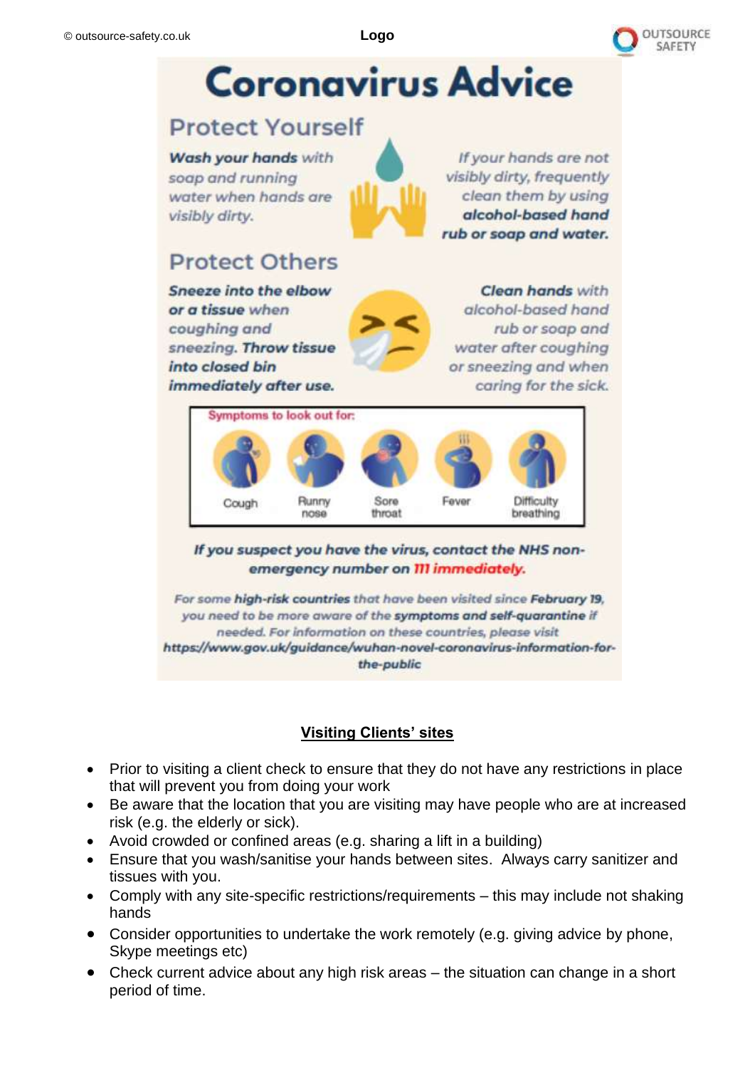# Coronavirus Advice

## Protect Yourself

***Wash your hands** with soap and running water when hands are visibly dirty.*

*If your hands are not visibly dirty, frequently clean them by using **alcohol-based hand rub or soap and water.***

## Protect Others

***Sneeze into the elbow or a tissue** when coughing and sneezing. **Throw tissue into closed bin immediately after use.***

***Clean hands** with alcohol-based hand rub or soap and water after coughing or sneezing and when caring for the sick.*

**Symptoms to look out for:**

| Cough | Runny nose | Sore throat | Fever | Difficulty breathing |
| --- | --- | --- | --- | --- |

***If you suspect you have the virus, contact the NHS non-emergency number on 111 immediately.***

*For some **high-risk countries** that have been visited since **February 19**, you need to be more aware of the **symptoms and self-quarantine** if needed. For information on these countries, please visit **https://www.gov.uk/guidance/wuhan-novel-coronavirus-information-for-the-public***

## Visiting Clients' sites

- Prior to visiting a client check to ensure that they do not have any restrictions in place that will prevent you from doing your work
- Be aware that the location that you are visiting may have people who are at increased risk (e.g. the elderly or sick).
- Avoid crowded or confined areas (e.g. sharing a lift in a building)
- Ensure that you wash/sanitise your hands between sites. Always carry sanitizer and tissues with you.
- Comply with any site-specific restrictions/requirements – this may include not shaking hands
- Consider opportunities to undertake the work remotely (e.g. giving advice by phone, Skype meetings etc)
- Check current advice about any high risk areas – the situation can change in a short period of time.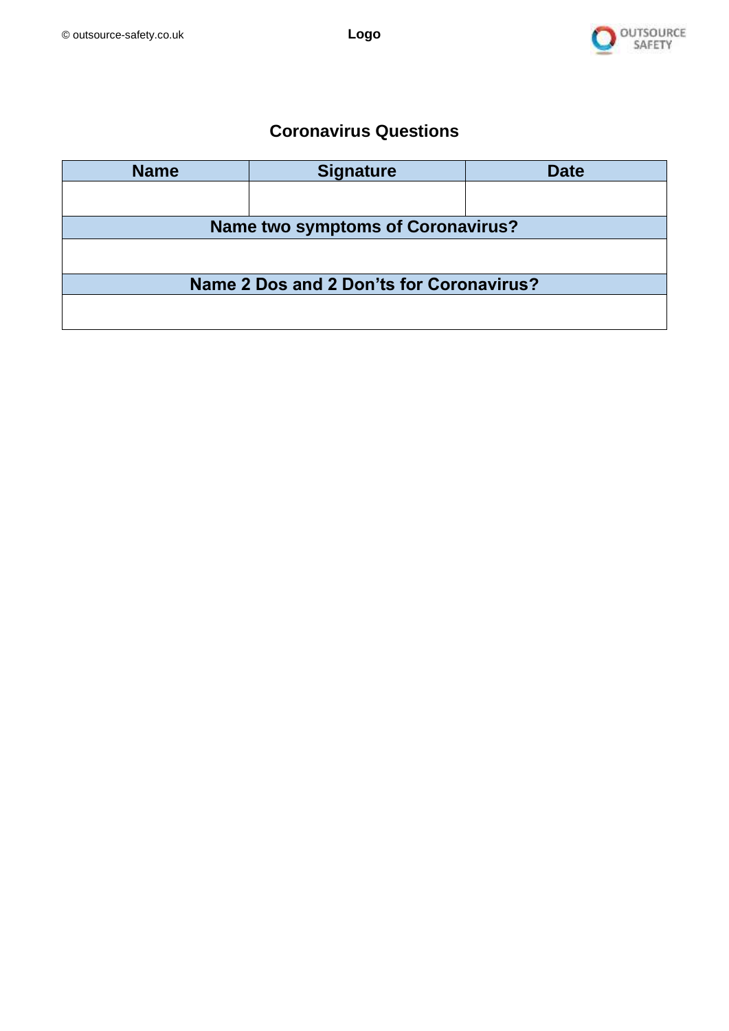# Coronavirus Questions

| Name | Signature | Date |
| --- | --- | --- |
| | | |
| **Name two symptoms of Coronavirus?** | | |
| | | |
| **Name 2 Dos and 2 Don’ts for Coronavirus?** | | |
| | | |